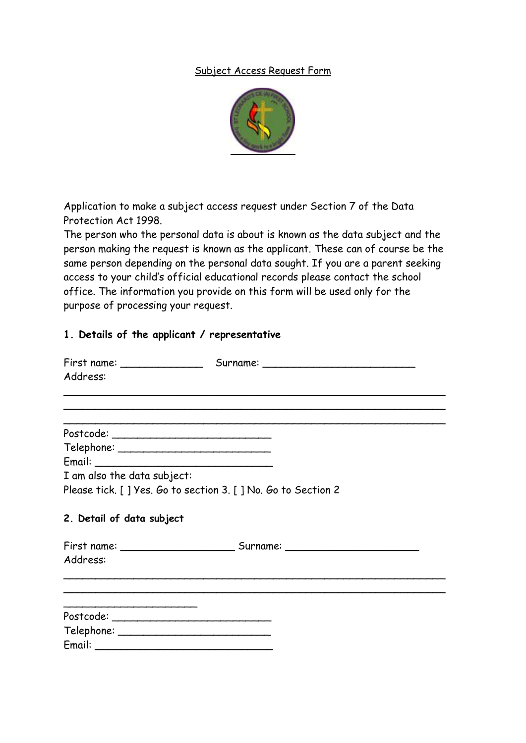Subject Access Request Form

Application to make a subject access request under Section 7 of the Data Protection Act 1998.
The person who the personal data is about is known as the data subject and the person making the request is known as the applicant. These can of course be the same person depending on the personal data sought. If you are a parent seeking access to your child's official educational records please contact the school office. The information you provide on this form will be used only for the purpose of processing your request.

**1. Details of the applicant / representative**

First name: _____________ Surname: ________________________
Address:
____________________________________________________________
____________________________________________________________
____________________________________________________________
Postcode: _________________________
Telephone: ________________________
Email: ____________________________
I am also the data subject:
Please tick. [ ] Yes. Go to section 3. [ ] No. Go to Section 2

**2. Detail of data subject**

First name: __________________ Surname: _____________________
Address:
____________________________________________________________
____________________________________________________________
_____________________
Postcode: _________________________
Telephone: ________________________
Email: ____________________________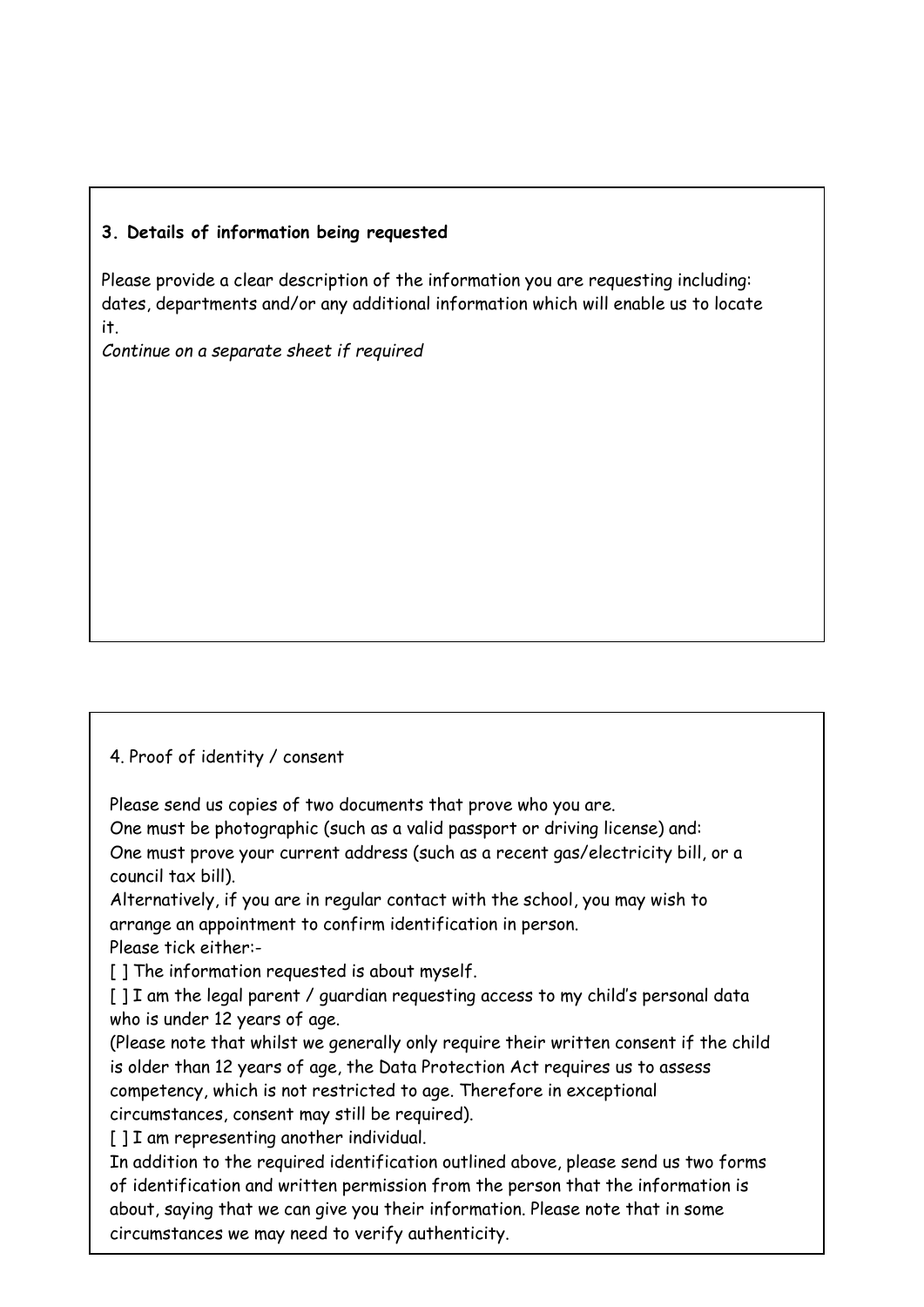**3. Details of information being requested**

Please provide a clear description of the information you are requesting including: dates, departments and/or any additional information which will enable us to locate it.

*Continue on a separate sheet if required*

4. Proof of identity / consent

Please send us copies of two documents that prove who you are.
One must be photographic (such as a valid passport or driving license) and:
One must prove your current address (such as a recent gas/electricity bill, or a council tax bill).
Alternatively, if you are in regular contact with the school, you may wish to arrange an appointment to confirm identification in person.
Please tick either:-

[ ] The information requested is about myself.

[ ] I am the legal parent / guardian requesting access to my child's personal data who is under 12 years of age.
(Please note that whilst we generally only require their written consent if the child is older than 12 years of age, the Data Protection Act requires us to assess competency, which is not restricted to age. Therefore in exceptional circumstances, consent may still be required).

[ ] I am representing another individual.
In addition to the required identification outlined above, please send us two forms of identification and written permission from the person that the information is about, saying that we can give you their information. Please note that in some circumstances we may need to verify authenticity.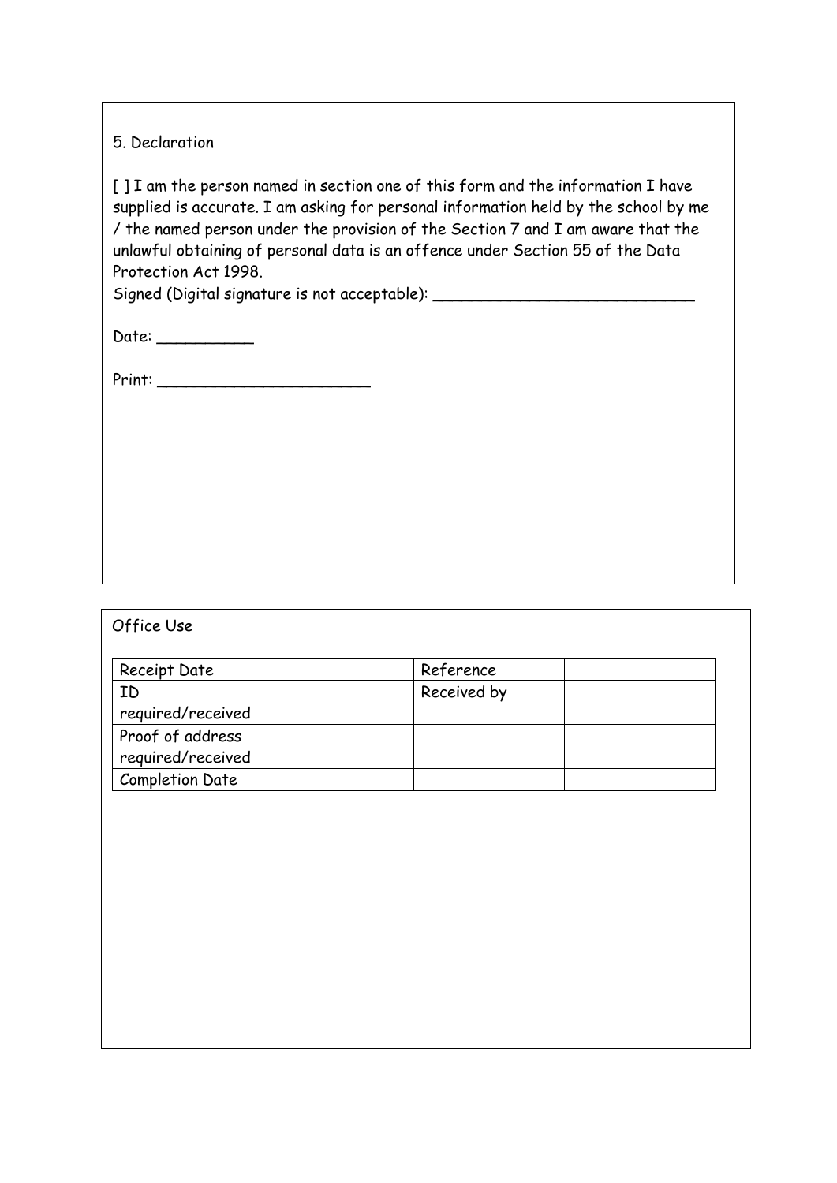5. Declaration

[ ] I am the person named in section one of this form and the information I have supplied is accurate. I am asking for personal information held by the school by me / the named person under the provision of the Section 7 and I am aware that the unlawful obtaining of personal data is an offence under Section 55 of the Data Protection Act 1998.

Signed (Digital signature is not acceptable): ___________________________

Date: __________

Print: ______________________

Office Use

| | | | |
|---|---|---|---|
| Receipt Date | | Reference | |
| ID required/received | | Received by | |
| Proof of address required/received | | | |
| Completion Date | | | |